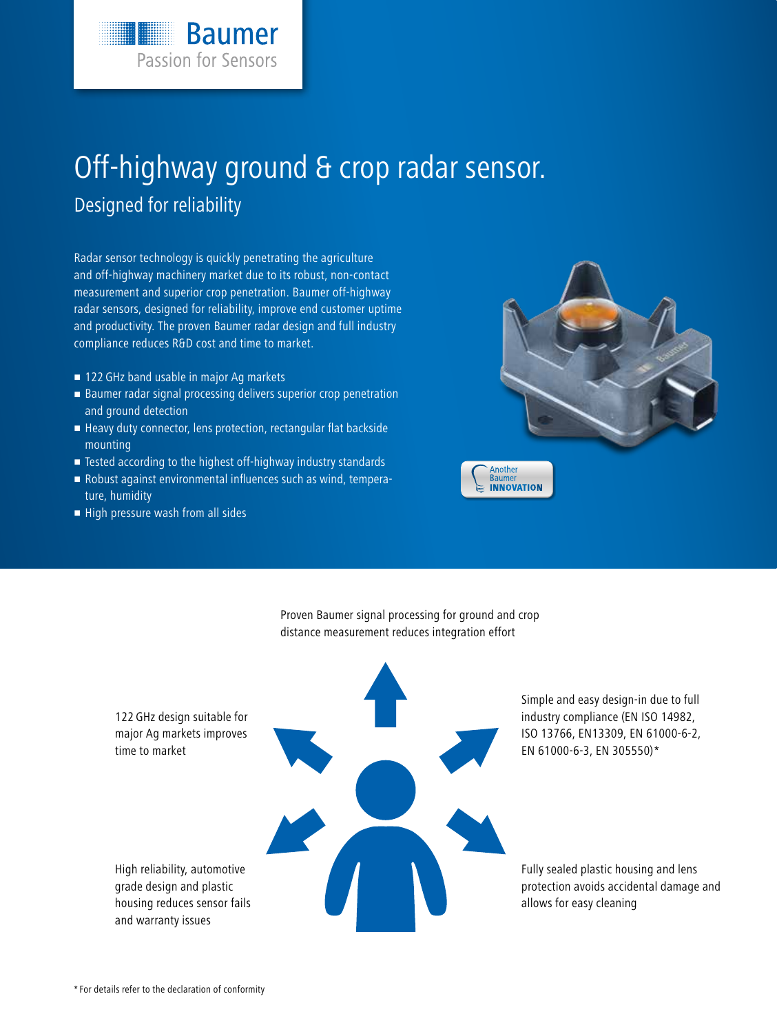Baumer
Passion for Sensors

# Off-highway ground & crop radar sensor.

## Designed for reliability

Radar sensor technology is quickly penetrating the agriculture and off-highway machinery market due to its robust, non-contact measurement and superior crop penetration. Baumer off-highway radar sensors, designed for reliability, improve end customer uptime and productivity. The proven Baumer radar design and full industry compliance reduces R&D cost and time to market.

- 122 GHz band usable in major Ag markets
- Baumer radar signal processing delivers superior crop penetration and ground detection
- Heavy duty connector, lens protection, rectangular flat backside mounting
- Tested according to the highest off-highway industry standards
- Robust against environmental influences such as wind, temperature, humidity
- High pressure wash from all sides

Another Baumer INNOVATION

Proven Baumer signal processing for ground and crop distance measurement reduces integration effort

122 GHz design suitable for major Ag markets improves time to market

Simple and easy design-in due to full industry compliance (EN ISO 14982, ISO 13766, EN13309, EN 61000-6-2, EN 61000-6-3, EN 305550)*

High reliability, automotive grade design and plastic housing reduces sensor fails and warranty issues

Fully sealed plastic housing and lens protection avoids accidental damage and allows for easy cleaning

* For details refer to the declaration of conformity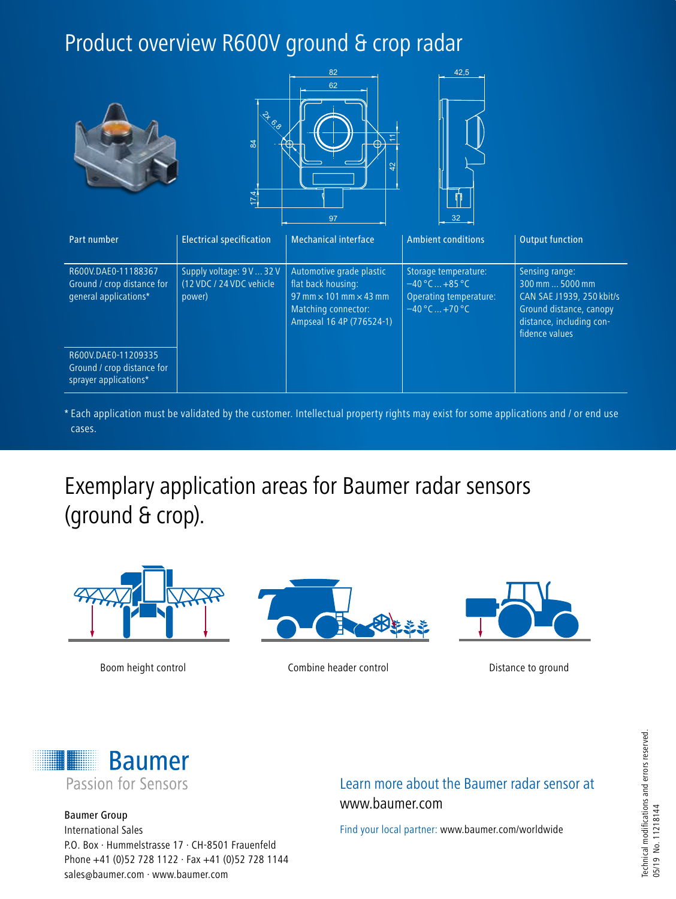# Product overview R600V ground & crop radar

82
62
42,5
2x 6,8
84
11
42
17,4
97
32

| Part number | Electrical specification | Mechanical interface | Ambient conditions | Output function |
|---|---|---|---|---|
| R600V.DAE0-11188367<br>Ground / crop distance for general applications* | Supply voltage: 9 V … 32 V (12 VDC / 24 VDC vehicle power) | Automotive grade plastic flat back housing:<br>97 mm × 101 mm × 43 mm<br>Matching connector:<br>Ampseal 16 4P (776524-1) | Storage temperature:<br>−40 °C … +85 °C<br>Operating temperature:<br>−40 °C … +70 °C | Sensing range:<br>300 mm … 5000 mm<br>CAN SAE J1939, 250 kbit/s<br>Ground distance, canopy distance, including confidence values |
| R600V.DAE0-11209335<br>Ground / crop distance for sprayer applications* | | | | |

* Each application must be validated by the customer. Intellectual property rights may exist for some applications and / or end use cases.

# Exemplary application areas for Baumer radar sensors (ground & crop).

Boom height control

Combine header control

Distance to ground

**Baumer**
Passion for Sensors

Baumer Group
International Sales
P.O. Box · Hummelstrasse 17 · CH-8501 Frauenfeld
Phone +41 (0)52 728 1122 · Fax +41 (0)52 728 1144
sales@baumer.com · www.baumer.com

Learn more about the Baumer radar sensor at
www.baumer.com

Find your local partner: www.baumer.com/worldwide

Technical modifications and errors reserved.
05/19 No. 11218144